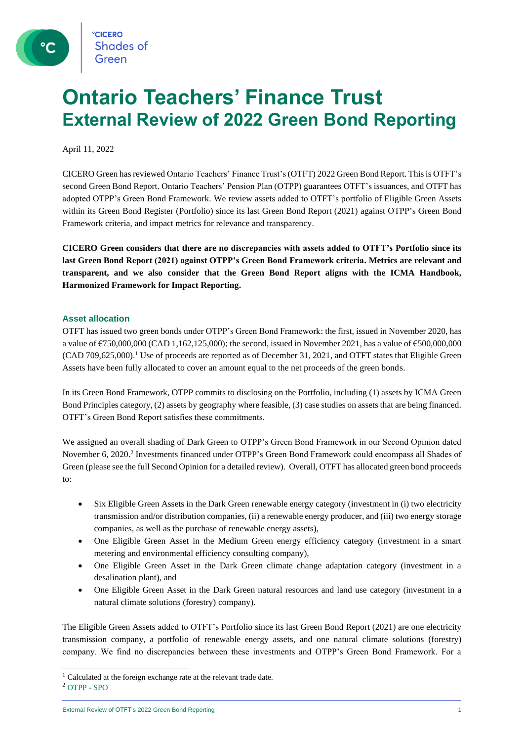°CICERO
Shades of Green

# Ontario Teachers' Finance Trust
## External Review of 2022 Green Bond Reporting

April 11, 2022

CICERO Green has reviewed Ontario Teachers' Finance Trust's (OTFT) 2022 Green Bond Report. This is OTFT's second Green Bond Report. Ontario Teachers' Pension Plan (OTPP) guarantees OTFT's issuances, and OTFT has adopted OTPP's Green Bond Framework. We review assets added to OTFT's portfolio of Eligible Green Assets within its Green Bond Register (Portfolio) since its last Green Bond Report (2021) against OTPP's Green Bond Framework criteria, and impact metrics for relevance and transparency.

**CICERO Green considers that there are no discrepancies with assets added to OTFT's Portfolio since its last Green Bond Report (2021) against OTPP's Green Bond Framework criteria. Metrics are relevant and transparent, and we also consider that the Green Bond Report aligns with the ICMA Handbook, Harmonized Framework for Impact Reporting.**

### Asset allocation

OTFT has issued two green bonds under OTPP's Green Bond Framework: the first, issued in November 2020, has a value of €750,000,000 (CAD 1,162,125,000); the second, issued in November 2021, has a value of €500,000,000 (CAD 709,625,000).[1] Use of proceeds are reported as of December 31, 2021, and OTFT states that Eligible Green Assets have been fully allocated to cover an amount equal to the net proceeds of the green bonds.

In its Green Bond Framework, OTPP commits to disclosing on the Portfolio, including (1) assets by ICMA Green Bond Principles category, (2) assets by geography where feasible, (3) case studies on assets that are being financed. OTFT's Green Bond Report satisfies these commitments.

We assigned an overall shading of Dark Green to OTPP's Green Bond Framework in our Second Opinion dated November 6, 2020.[2] Investments financed under OTPP's Green Bond Framework could encompass all Shades of Green (please see the full Second Opinion for a detailed review). Overall, OTFT has allocated green bond proceeds to:

- Six Eligible Green Assets in the Dark Green renewable energy category (investment in (i) two electricity transmission and/or distribution companies, (ii) a renewable energy producer, and (iii) two energy storage companies, as well as the purchase of renewable energy assets),
- One Eligible Green Asset in the Medium Green energy efficiency category (investment in a smart metering and environmental efficiency consulting company),
- One Eligible Green Asset in the Dark Green climate change adaptation category (investment in a desalination plant), and
- One Eligible Green Asset in the Dark Green natural resources and land use category (investment in a natural climate solutions (forestry) company).

The Eligible Green Assets added to OTFT's Portfolio since its last Green Bond Report (2021) are one electricity transmission company, a portfolio of renewable energy assets, and one natural climate solutions (forestry) company. We find no discrepancies between these investments and OTPP's Green Bond Framework. For a

[1] Calculated at the foreign exchange rate at the relevant trade date.

[2] OTPP - SPO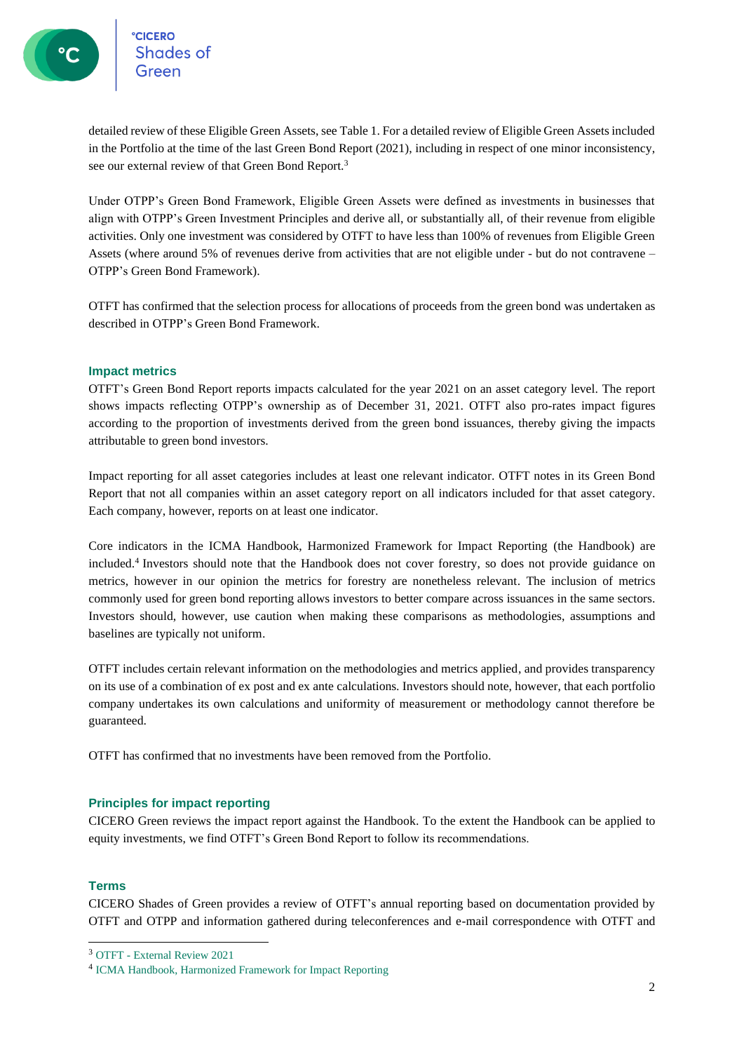detailed review of these Eligible Green Assets, see Table 1. For a detailed review of Eligible Green Assets included in the Portfolio at the time of the last Green Bond Report (2021), including in respect of one minor inconsistency, see our external review of that Green Bond Report.[3]

Under OTPP's Green Bond Framework, Eligible Green Assets were defined as investments in businesses that align with OTPP's Green Investment Principles and derive all, or substantially all, of their revenue from eligible activities. Only one investment was considered by OTFT to have less than 100% of revenues from Eligible Green Assets (where around 5% of revenues derive from activities that are not eligible under - but do not contravene – OTPP's Green Bond Framework).

OTFT has confirmed that the selection process for allocations of proceeds from the green bond was undertaken as described in OTPP's Green Bond Framework.

## Impact metrics

OTFT's Green Bond Report reports impacts calculated for the year 2021 on an asset category level. The report shows impacts reflecting OTPP's ownership as of December 31, 2021. OTFT also pro-rates impact figures according to the proportion of investments derived from the green bond issuances, thereby giving the impacts attributable to green bond investors.

Impact reporting for all asset categories includes at least one relevant indicator. OTFT notes in its Green Bond Report that not all companies within an asset category report on all indicators included for that asset category. Each company, however, reports on at least one indicator.

Core indicators in the ICMA Handbook, Harmonized Framework for Impact Reporting (the Handbook) are included.[4] Investors should note that the Handbook does not cover forestry, so does not provide guidance on metrics, however in our opinion the metrics for forestry are nonetheless relevant. The inclusion of metrics commonly used for green bond reporting allows investors to better compare across issuances in the same sectors. Investors should, however, use caution when making these comparisons as methodologies, assumptions and baselines are typically not uniform.

OTFT includes certain relevant information on the methodologies and metrics applied, and provides transparency on its use of a combination of ex post and ex ante calculations. Investors should note, however, that each portfolio company undertakes its own calculations and uniformity of measurement or methodology cannot therefore be guaranteed.

OTFT has confirmed that no investments have been removed from the Portfolio.

## Principles for impact reporting

CICERO Green reviews the impact report against the Handbook. To the extent the Handbook can be applied to equity investments, we find OTFT's Green Bond Report to follow its recommendations.

## Terms

CICERO Shades of Green provides a review of OTFT's annual reporting based on documentation provided by OTFT and OTPP and information gathered during teleconferences and e-mail correspondence with OTFT and

---

[3] OTFT - External Review 2021

[4] ICMA Handbook, Harmonized Framework for Impact Reporting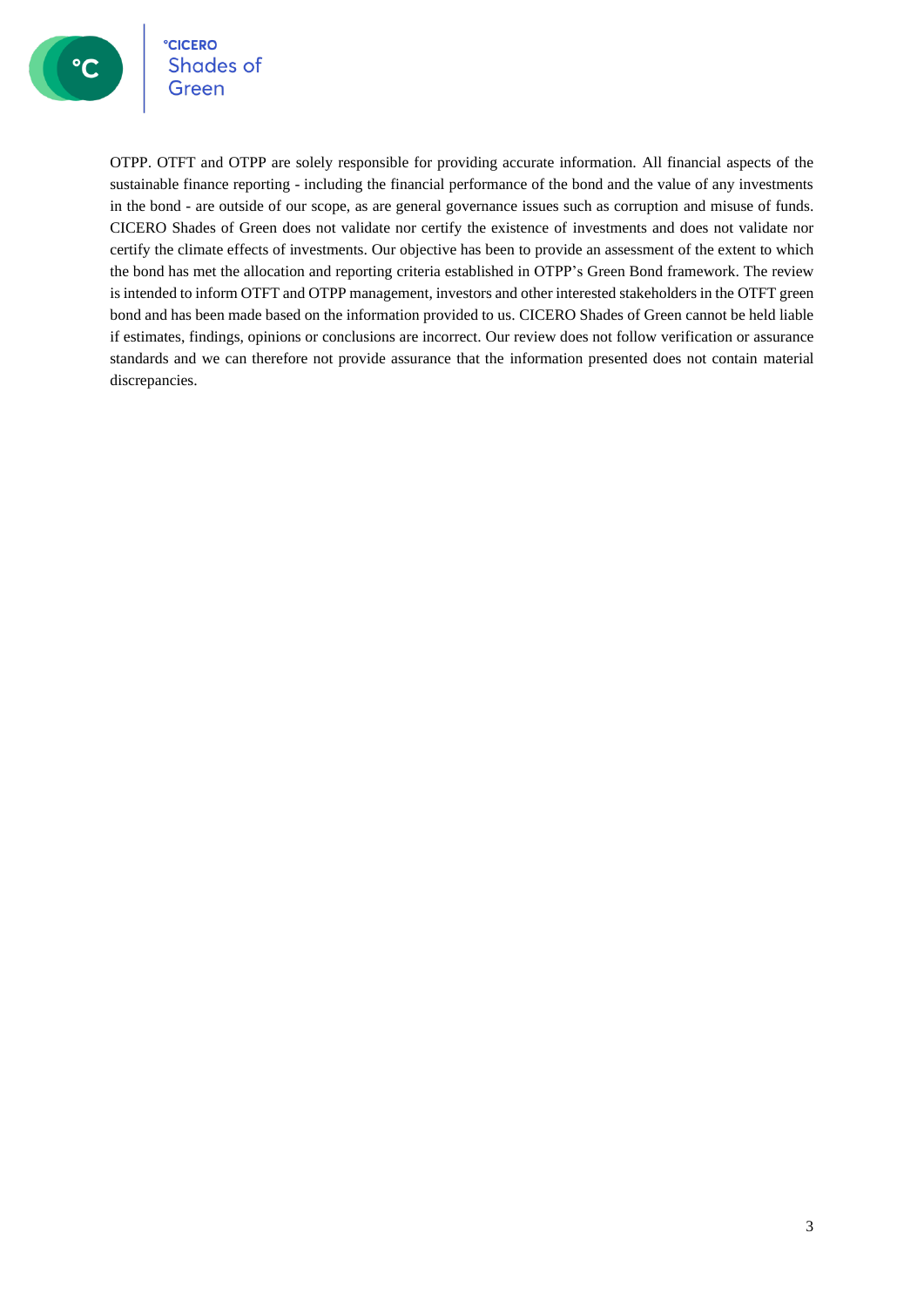OTPP. OTFT and OTPP are solely responsible for providing accurate information. All financial aspects of the sustainable finance reporting - including the financial performance of the bond and the value of any investments in the bond - are outside of our scope, as are general governance issues such as corruption and misuse of funds. CICERO Shades of Green does not validate nor certify the existence of investments and does not validate nor certify the climate effects of investments. Our objective has been to provide an assessment of the extent to which the bond has met the allocation and reporting criteria established in OTPP's Green Bond framework. The review is intended to inform OTFT and OTPP management, investors and other interested stakeholders in the OTFT green bond and has been made based on the information provided to us. CICERO Shades of Green cannot be held liable if estimates, findings, opinions or conclusions are incorrect. Our review does not follow verification or assurance standards and we can therefore not provide assurance that the information presented does not contain material discrepancies.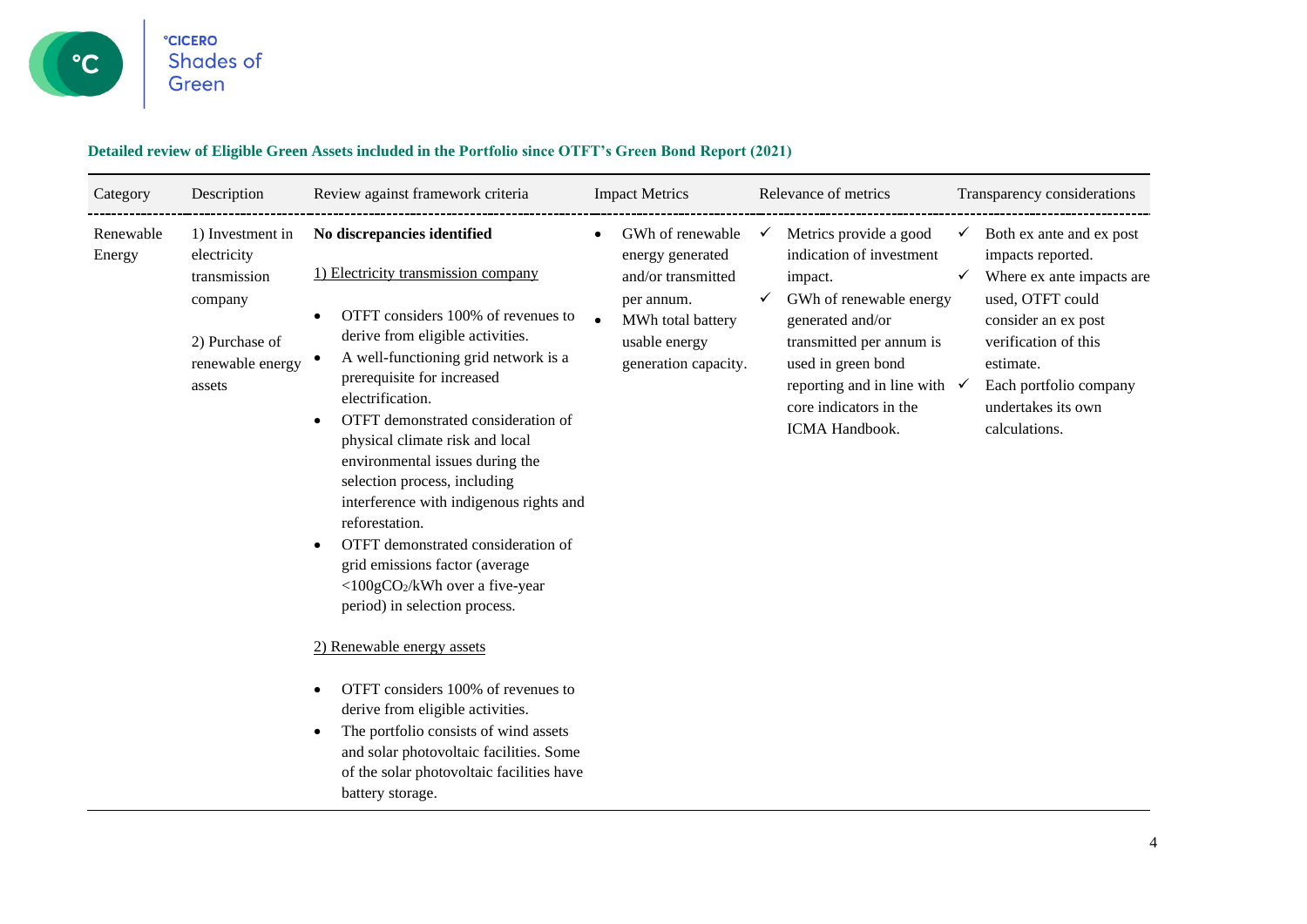**Detailed review of Eligible Green Assets included in the Portfolio since OTFT's Green Bond Report (2021)**

| Category | Description | Review against framework criteria | Impact Metrics | Relevance of metrics | Transparency considerations |
|---|---|---|---|---|---|
| Renewable Energy | 1) Investment in electricity transmission company<br><br>2) Purchase of renewable energy assets | **No discrepancies identified**<br><br><u>1) Electricity transmission company</u><br>• OTFT considers 100% of revenues to derive from eligible activities.<br>• A well-functioning grid network is a prerequisite for increased electrification.<br>• OTFT demonstrated consideration of physical climate risk and local environmental issues during the selection process, including interference with indigenous rights and reforestation.<br>• OTFT demonstrated consideration of grid emissions factor (average <100g$CO_2$/kWh over a five-year period) in selection process.<br><br><u>2) Renewable energy assets</u><br>• OTFT considers 100% of revenues to derive from eligible activities.<br>• The portfolio consists of wind assets and solar photovoltaic facilities. Some of the solar photovoltaic facilities have battery storage. | • GWh of renewable energy generated and/or transmitted per annum.<br>• MWh total battery usable energy generation capacity. | ✓ Metrics provide a good indication of investment impact.<br>✓ GWh of renewable energy generated and/or transmitted per annum is used in green bond reporting and in line with core indicators in the ICMA Handbook. | ✓ Both ex ante and ex post impacts reported.<br>✓ Where ex ante impacts are used, OTFT could consider an ex post verification of this estimate.<br>✓ Each portfolio company undertakes its own calculations. |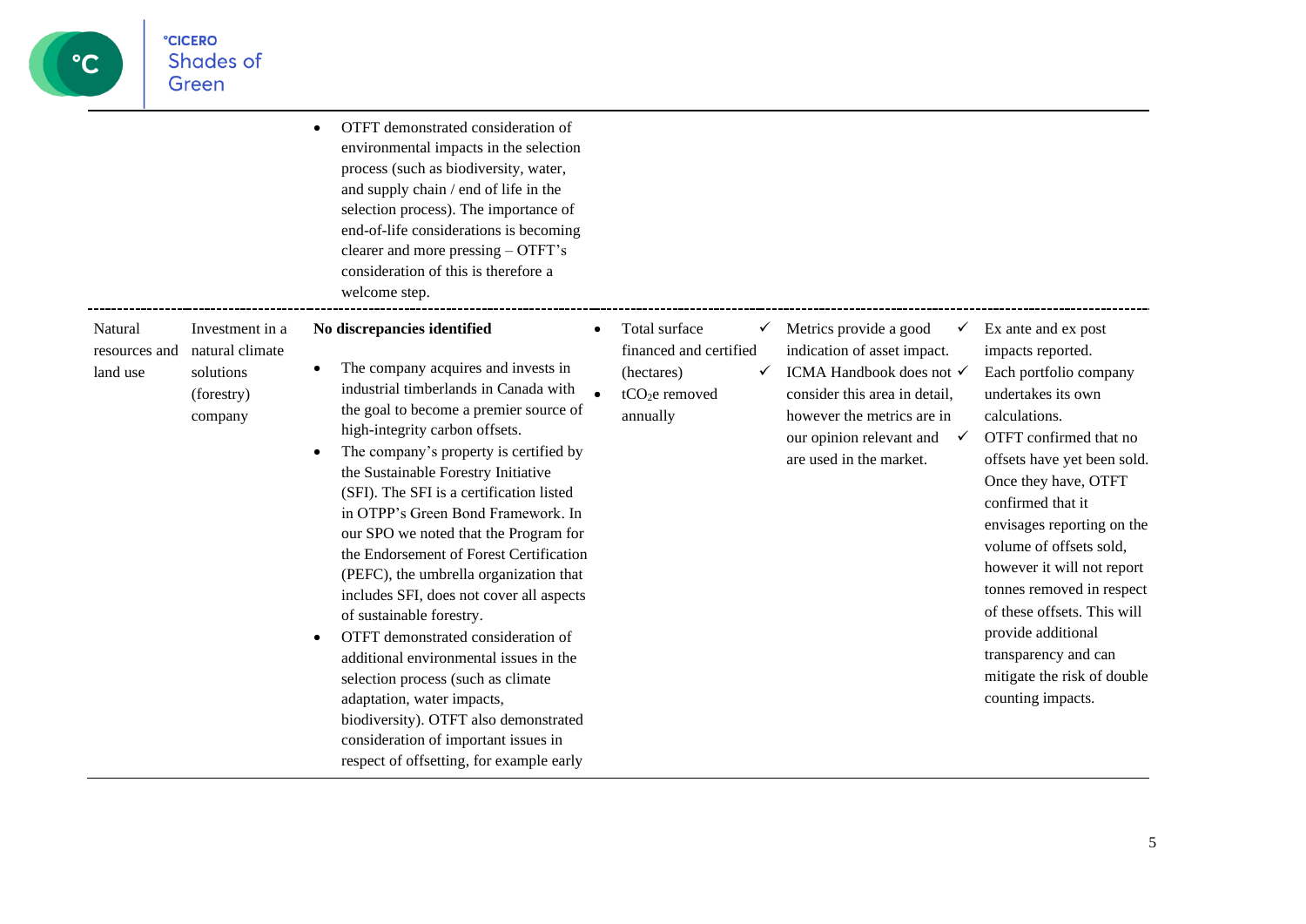| | | | | | |
|---|---|---|---|---|---|
| | | • OTFT demonstrated consideration of environmental impacts in the selection process (such as biodiversity, water, and supply chain / end of life in the selection process). The importance of end-of-life considerations is becoming clearer and more pressing – OTFT's consideration of this is therefore a welcome step. | | | |
| Natural resources and land use | Investment in a natural climate solutions (forestry) company | **No discrepancies identified**<br>• The company acquires and invests in industrial timberlands in Canada with the goal to become a premier source of high-integrity carbon offsets.<br>• The company's property is certified by the Sustainable Forestry Initiative (SFI). The SFI is a certification listed in OTPP's Green Bond Framework. In our SPO we noted that the Program for the Endorsement of Forest Certification (PEFC), the umbrella organization that includes SFI, does not cover all aspects of sustainable forestry.<br>• OTFT demonstrated consideration of additional environmental issues in the selection process (such as climate adaptation, water impacts, biodiversity). OTFT also demonstrated consideration of important issues in respect of offsetting, for example early | • Total surface financed and certified (hectares)<br>• $tCO_2e$ removed annually | ✓ Metrics provide a good indication of asset impact.<br>✓ ICMA Handbook does not consider this area in detail, however the metrics are in our opinion relevant and are used in the market. | ✓ Ex ante and ex post impacts reported.<br>✓ Each portfolio company undertakes its own calculations.<br>✓ OTFT confirmed that no offsets have yet been sold. Once they have, OTFT confirmed that it envisages reporting on the volume of offsets sold, however it will not report tonnes removed in respect of these offsets. This will provide additional transparency and can mitigate the risk of double counting impacts. |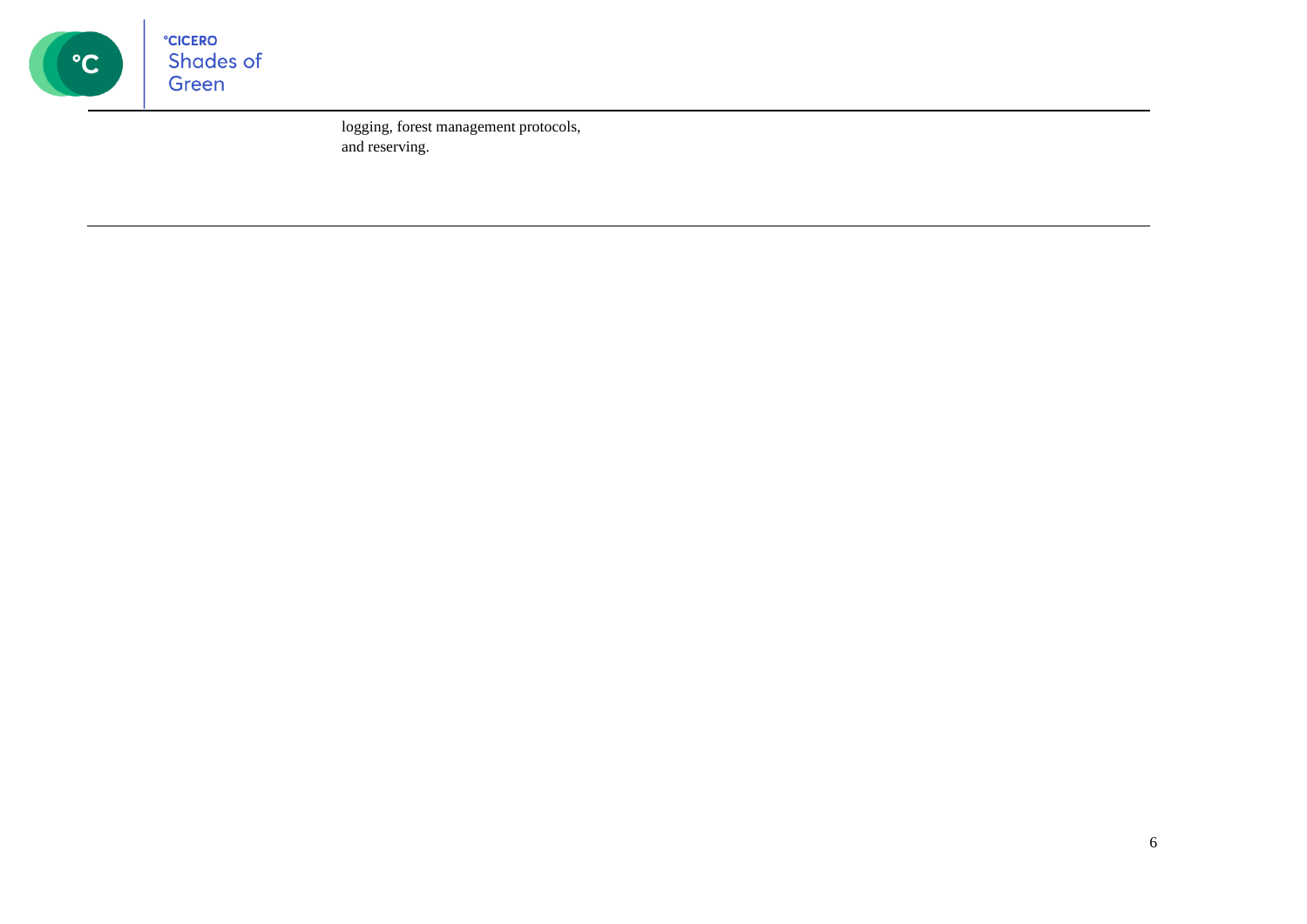logging, forest management protocols, and reserving.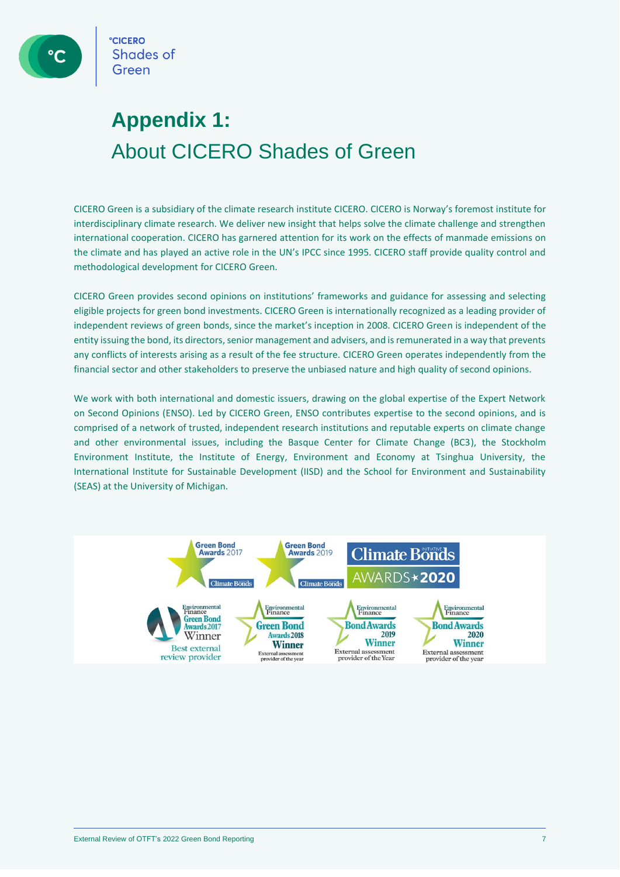# Appendix 1: About CICERO Shades of Green

CICERO Green is a subsidiary of the climate research institute CICERO. CICERO is Norway's foremost institute for interdisciplinary climate research. We deliver new insight that helps solve the climate challenge and strengthen international cooperation. CICERO has garnered attention for its work on the effects of manmade emissions on the climate and has played an active role in the UN's IPCC since 1995. CICERO staff provide quality control and methodological development for CICERO Green.

CICERO Green provides second opinions on institutions' frameworks and guidance for assessing and selecting eligible projects for green bond investments. CICERO Green is internationally recognized as a leading provider of independent reviews of green bonds, since the market's inception in 2008. CICERO Green is independent of the entity issuing the bond, its directors, senior management and advisers, and is remunerated in a way that prevents any conflicts of interests arising as a result of the fee structure. CICERO Green operates independently from the financial sector and other stakeholders to preserve the unbiased nature and high quality of second opinions.

We work with both international and domestic issuers, drawing on the global expertise of the Expert Network on Second Opinions (ENSO). Led by CICERO Green, ENSO contributes expertise to the second opinions, and is comprised of a network of trusted, independent research institutions and reputable experts on climate change and other environmental issues, including the Basque Center for Climate Change (BC3), the Stockholm Environment Institute, the Institute of Energy, Environment and Economy at Tsinghua University, the International Institute for Sustainable Development (IISD) and the School for Environment and Sustainability (SEAS) at the University of Michigan.

Green Bond Awards 2017 Climate Bonds

Green Bond Awards 2019 Climate Bonds

Climate Bonds Initiative AWARDS 2020

Environmental Finance Green Bond Awards 2017 Winner Best external review provider

Environmental Finance Green Bond Awards 2018 Winner External assessment provider of the year

Environmental Finance Bond Awards 2019 Winner External assessment provider of the Year

Environmental Finance Bond Awards 2020 Winner External assessment provider of the year